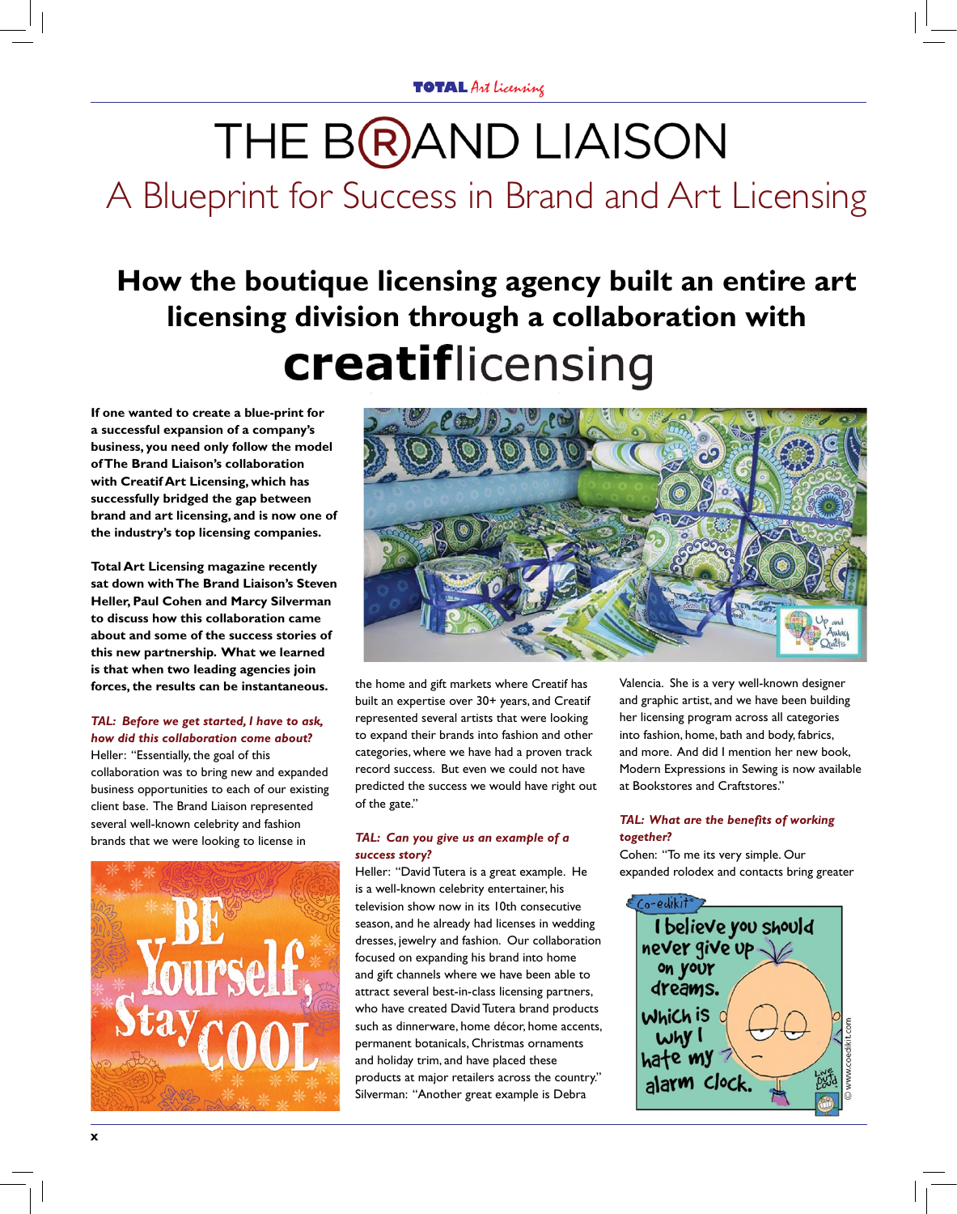# THE BRAND LIAISON

## A Blueprint for Success in Brand and Art Licensing

### How the boutique licensing agency built an entire art licensing division through a collaboration with creatiflicensing

**If one wanted to create a blue-print for a successful expansion of a company's business, you need only follow the model of The Brand Liaison's collaboration with Creatif Art Licensing, which has successfully bridged the gap between brand and art licensing, and is now one of the industry's top licensing companies.**

**Total Art Licensing magazine recently sat down with The Brand Liaison's Steven Heller, Paul Cohen and Marcy Silverman to discuss how this collaboration came about and some of the success stories of this new partnership. What we learned is that when two leading agencies join forces, the results can be instantaneous.**

***TAL: Before we get started, I have to ask, how did this collaboration come about?***

Heller: "Essentially, the goal of this collaboration was to bring new and expanded business opportunities to each of our existing client base. The Brand Liaison represented several well-known celebrity and fashion brands that we were looking to license in the home and gift markets where Creatif has built an expertise over 30+ years, and Creatif represented several artists that were looking to expand their brands into fashion and other categories, where we have had a proven track record success. But even we could not have predicted the success we would have right out of the gate."

***TAL: Can you give us an example of a success story?***

Heller: "David Tutera is a great example. He is a well-known celebrity entertainer, his television show now in its 10th consecutive season, and he already had licenses in wedding dresses, jewelry and fashion. Our collaboration focused on expanding his brand into home and gift channels where we have been able to attract several best-in-class licensing partners, who have created David Tutera brand products such as dinnerware, home décor, home accents, permanent botanicals, Christmas ornaments and holiday trim, and have placed these products at major retailers across the country."

Silverman: "Another great example is Debra Valencia. She is a very well-known designer and graphic artist, and we have been building her licensing program across all categories into fashion, home, bath and body, fabrics, and more. And did I mention her new book, Modern Expressions in Sewing is now available at Bookstores and Craftstores."

***TAL: What are the benefits of working together?***

Cohen: "To me its very simple. Our expanded rolodex and contacts bring greater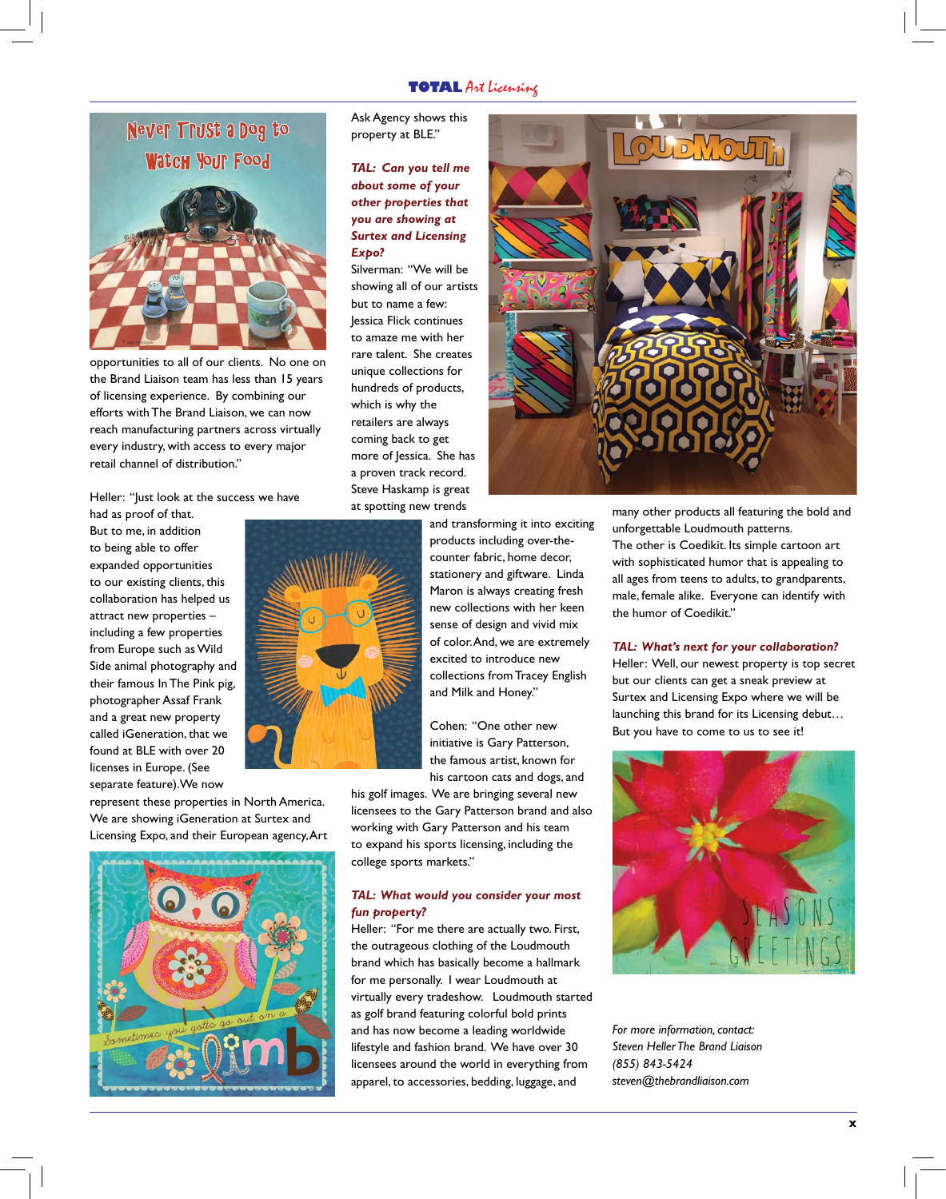opportunities to all of our clients. No one on the Brand Liaison team has less than 15 years of licensing experience. By combining our efforts with The Brand Liaison, we can now reach manufacturing partners across virtually every industry, with access to every major retail channel of distribution."

Heller: "Just look at the success we have had as proof of that. But to me, in addition to being able to offer expanded opportunities to our existing clients, this collaboration has helped us attract new properties – including a few properties from Europe such as Wild Side animal photography and their famous In The Pink pig, photographer Assaf Frank and a great new property called iGeneration, that we found at BLE with over 20 licenses in Europe. (See separate feature). We now represent these properties in North America. We are showing iGeneration at Surtex and Licensing Expo, and their European agency, Art Ask Agency shows this property at BLE."

***TAL: Can you tell me about some of your other properties that you are showing at Surtex and Licensing Expo?***

Silverman: "We will be showing all of our artists but to name a few: Jessica Flick continues to amaze me with her rare talent. She creates unique collections for hundreds of products, which is why the retailers are always coming back to get more of Jessica. She has a proven track record. Steve Haskamp is great at spotting new trends and transforming it into exciting products including over-the-counter fabric, home decor, stationery and giftware. Linda Maron is always creating fresh new collections with her keen sense of design and vivid mix of color. And, we are extremely excited to introduce new collections from Tracey English and Milk and Honey."

Cohen: "One other new initiative is Gary Patterson, the famous artist, known for his cartoon cats and dogs, and his golf images. We are bringing several new licensees to the Gary Patterson brand and also working with Gary Patterson and his team to expand his sports licensing, including the college sports markets."

***TAL: What would you consider your most fun property?***

Heller: "For me there are actually two. First, the outrageous clothing of the Loudmouth brand which has basically become a hallmark for me personally. I wear Loudmouth at virtually every tradeshow. Loudmouth started as a golf brand featuring colorful bold prints and has now become a leading worldwide lifestyle and fashion brand. We have over 30 licensees around the world in everything from apparel, to accessories, bedding, luggage, and many other products all featuring the bold and unforgettable Loudmouth patterns.

The other is Coedikit. Its simple cartoon art with sophisticated humor that is appealing to all ages from teens to adults, to grandparents, male, female alike. Everyone can identify with the humor of Coedikit."

***TAL: What's next for your collaboration?***

Heller: Well, our newest property is top secret but our clients can get a sneak preview at Surtex and Licensing Expo where we will be launching this brand for its Licensing debut… But you have to come to us to see it!

*For more information, contact:*
*Steven Heller The Brand Liaison*
*(855) 843-5424*
*steven@thebrandliaison.com*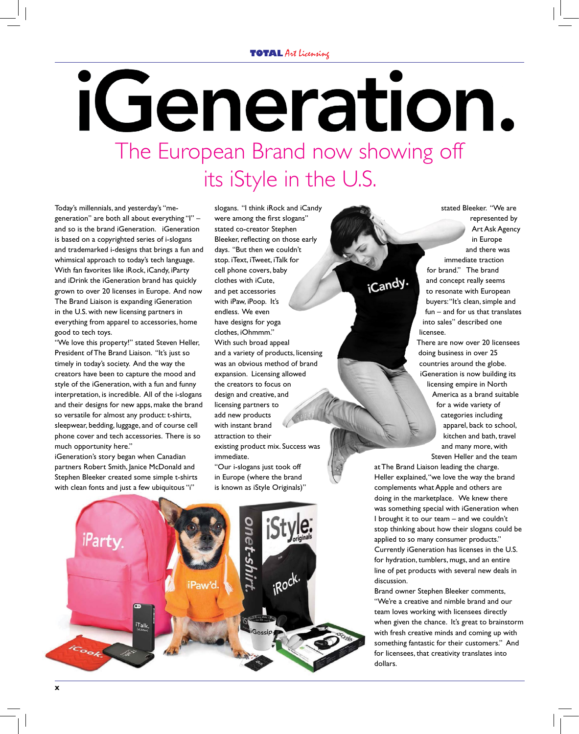# iGeneration.

## The European Brand now showing off its iStyle in the U.S.

Today's millennials, and yesterday's "me-generation" are both all about everything "I" – and so is the brand iGeneration. iGeneration is based on a copyrighted series of i-slogans and trademarked i-designs that brings a fun and whimsical approach to today's tech language. With fan favorites like iRock, iCandy, iParty and iDrink the iGeneration brand has quickly grown to over 20 licenses in Europe. And now The Brand Liaison is expanding iGeneration in the U.S. with new licensing partners in everything from apparel to accessories, home good to tech toys.

"We love this property!" stated Steven Heller, President of The Brand Liaison. "It's just so timely in today's society. And the way the creators have been to capture the mood and style of the iGeneration, with a fun and funny interpretation, is incredible. All of the i-slogans and their designs for new apps, make the brand so versatile for almost any product: t-shirts, sleepwear, bedding, luggage, and of course cell phone cover and tech accessories. There is so much opportunity here."

iGeneration's story began when Canadian partners Robert Smith, Janice McDonald and Stephen Bleeker created some simple t-shirts with clean fonts and just a few ubiquitous "i" slogans. "I think iRock and iCandy were among the first slogans" stated co-creator Stephen Bleeker, reflecting on those early days. "But then we couldn't stop. iText, iTweet, iTalk for cell phone covers, baby clothes with iCute, and pet accessories with iPaw, iPoop. It's endless. We even have designs for yoga clothes, iOhmmm."

With such broad appeal and a variety of products, licensing was an obvious method of brand expansion. Licensing allowed the creators to focus on design and creative, and licensing partners to add new products with instant brand attraction to their existing product mix. Success was immediate.

"Our i-slogans just took off in Europe (where the brand is known as iStyle Originals)" stated Bleeker. "We are represented by Art Ask Agency in Europe and there was immediate traction for brand." The brand and concept really seems to resonate with European buyers: "It's clean, simple and fun – and for us that translates into sales" described one licensee.

There are now over 20 licensees doing business in over 25 countries around the globe. iGeneration is now building its licensing empire in North America as a brand suitable for a wide variety of categories including apparel, back to school, kitchen and bath, travel and many more, with Steven Heller and the team at The Brand Liaison leading the charge.

Heller explained, "we love the way the brand complements what Apple and others are doing in the marketplace. We knew there was something special with iGeneration when I brought it to our team – and we couldn't stop thinking about how their slogans could be applied to so many consumer products."

Currently iGeneration has licenses in the U.S. for hydration, tumblers, mugs, and an entire line of pet products with several new deals in discussion.

Brand owner Stephen Bleeker comments, "We're a creative and nimble brand and our team loves working with licensees directly when given the chance. It's great to brainstorm with fresh creative minds and coming up with something fantastic for their customers." And for licensees, that creativity translates into dollars.